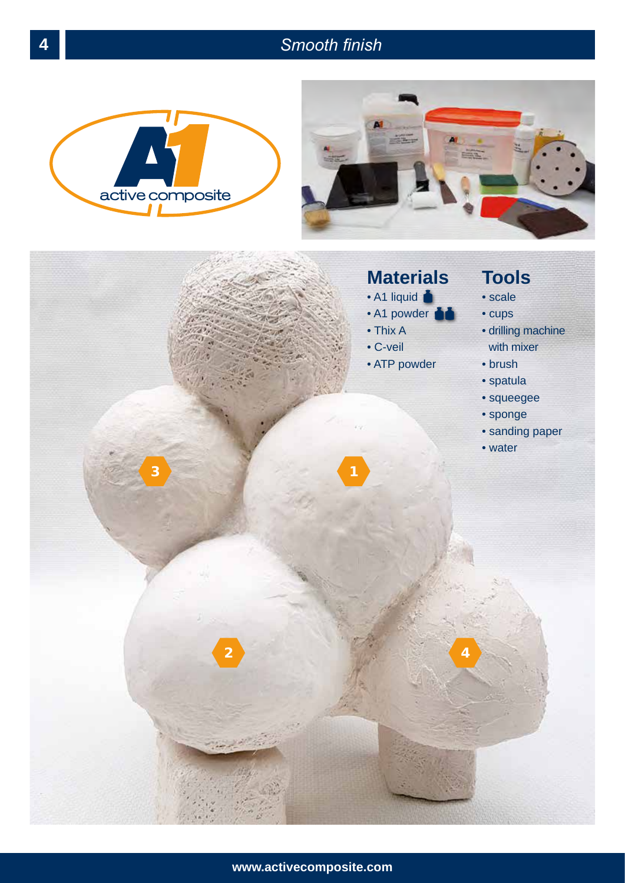# Smooth finish

## Materials

- A1 liquid
- A1 powder
- Thix A
- C-veil
- ATP powder

## Tools

- scale
- cups
- drilling machine with mixer
- brush
- spatula
- squeegee
- sponge
- sanding paper
- water

3

1

2

4

www.activecomposite.com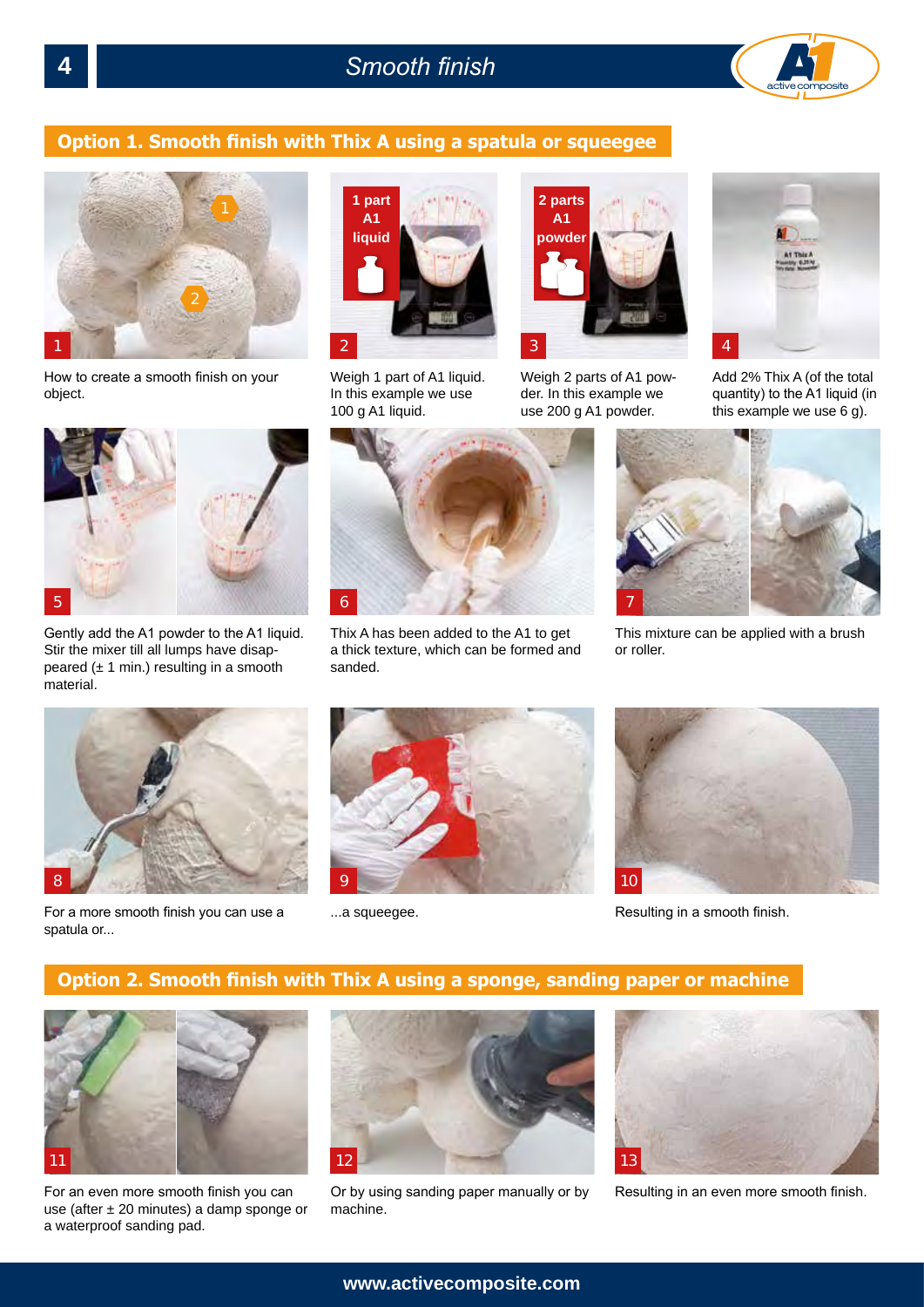# Smooth finish

## Option 1. Smooth finish with Thix A using a spatula or squeegee

1 How to create a smooth finish on your object.

2 Weigh 1 part of A1 liquid. In this example we use 100 g A1 liquid.

3 Weigh 2 parts of A1 powder. In this example we use 200 g A1 powder.

4 Add 2% Thix A (of the total quantity) to the A1 liquid (in this example we use 6 g).

5 Gently add the A1 powder to the A1 liquid. Stir the mixer till all lumps have disappeared (± 1 min.) resulting in a smooth material.

6 Thix A has been added to the A1 to get a thick texture, which can be formed and sanded.

7 This mixture can be applied with a brush or roller.

8 For a more smooth finish you can use a spatula or...

9 ...a squeegee.

10 Resulting in a smooth finish.

## Option 2. Smooth finish with Thix A using a sponge, sanding paper or machine

11 For an even more smooth finish you can use (after ± 20 minutes) a damp sponge or a waterproof sanding pad.

12 Or by using sanding paper manually or by machine.

13 Resulting in an even more smooth finish.

www.activecomposite.com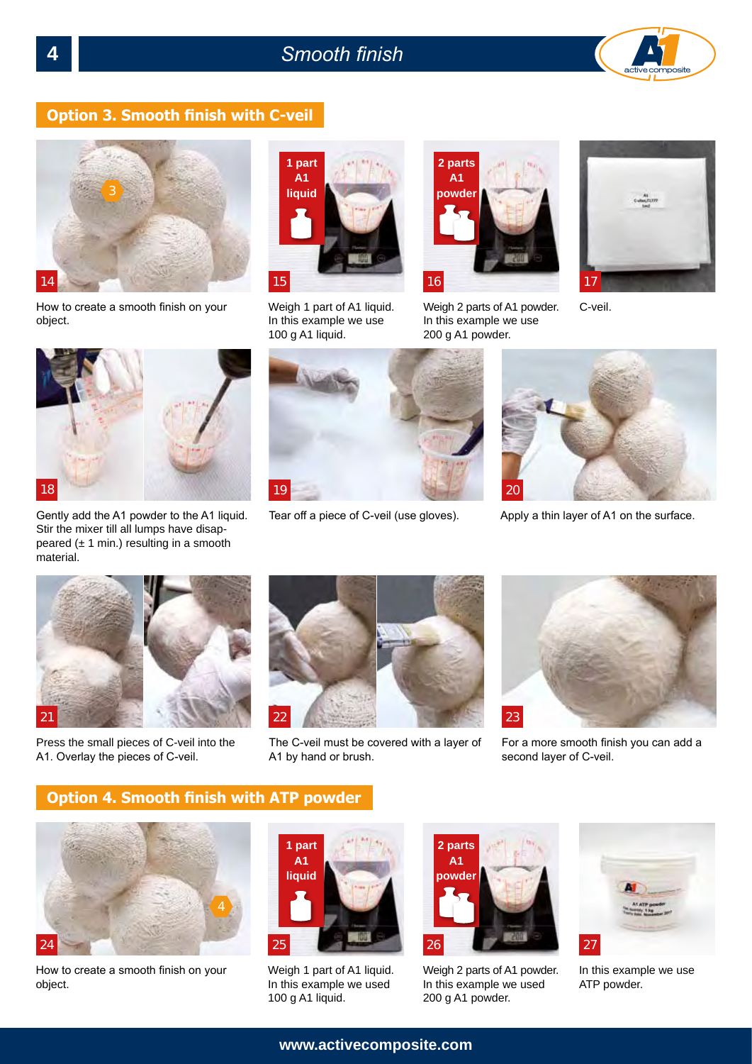# Smooth finish

## Option 3. Smooth finish with C-veil

14 — How to create a smooth finish on your object.

15 — Weigh 1 part of A1 liquid. In this example we use 100 g A1 liquid.

16 — Weigh 2 parts of A1 powder. In this example we use 200 g A1 powder.

17 — C-veil.

18 — Gently add the A1 powder to the A1 liquid. Stir the mixer till all lumps have disappeared (± 1 min.) resulting in a smooth material.

19 — Tear off a piece of C-veil (use gloves).

20 — Apply a thin layer of A1 on the surface.

21 — Press the small pieces of C-veil into the A1. Overlay the pieces of C-veil.

22 — The C-veil must be covered with a layer of A1 by hand or brush.

23 — For a more smooth finish you can add a second layer of C-veil.

## Option 4. Smooth finish with ATP powder

24 — How to create a smooth finish on your object.

25 — Weigh 1 part of A1 liquid. In this example we used 100 g A1 liquid.

26 — Weigh 2 parts of A1 powder. In this example we used 200 g A1 powder.

27 — In this example we use ATP powder.

www.activecomposite.com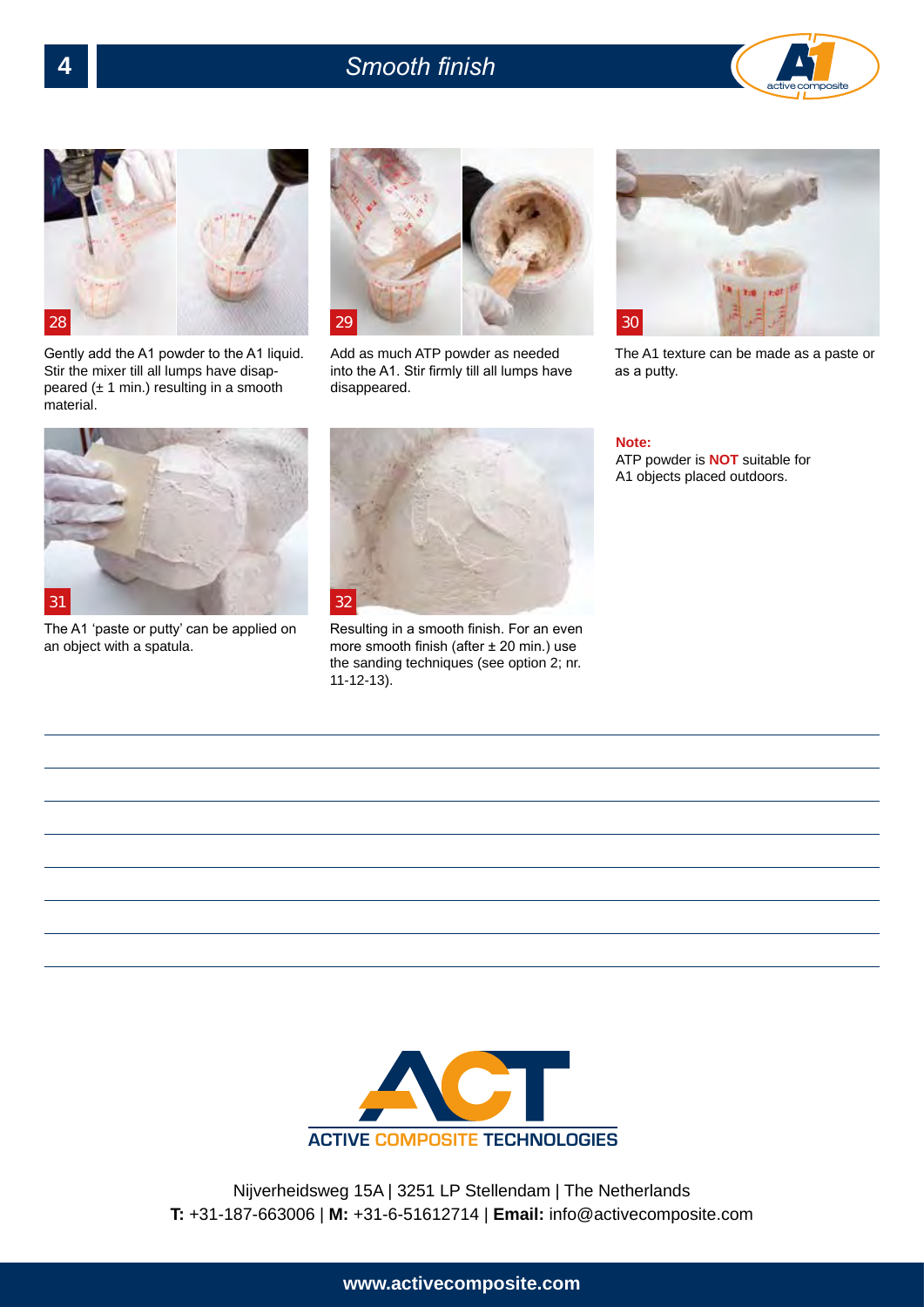# Smooth finish

28

Gently add the A1 powder to the A1 liquid. Stir the mixer till all lumps have disappeared (± 1 min.) resulting in a smooth material.

29

Add as much ATP powder as needed into the A1. Stir firmly till all lumps have disappeared.

30

The A1 texture can be made as a paste or as a putty.

31

The A1 'paste or putty' can be applied on an object with a spatula.

32

Resulting in a smooth finish. For an even more smooth finish (after ± 20 min.) use the sanding techniques (see option 2; nr. 11-12-13).

**Note:**
ATP powder is **NOT** suitable for A1 objects placed outdoors.

ACTIVE COMPOSITE TECHNOLOGIES

Nijverheidsweg 15A | 3251 LP Stellendam | The Netherlands
**T:** +31-187-663006 | **M:** +31-6-51612714 | **Email:** info@activecomposite.com

**www.activecomposite.com**